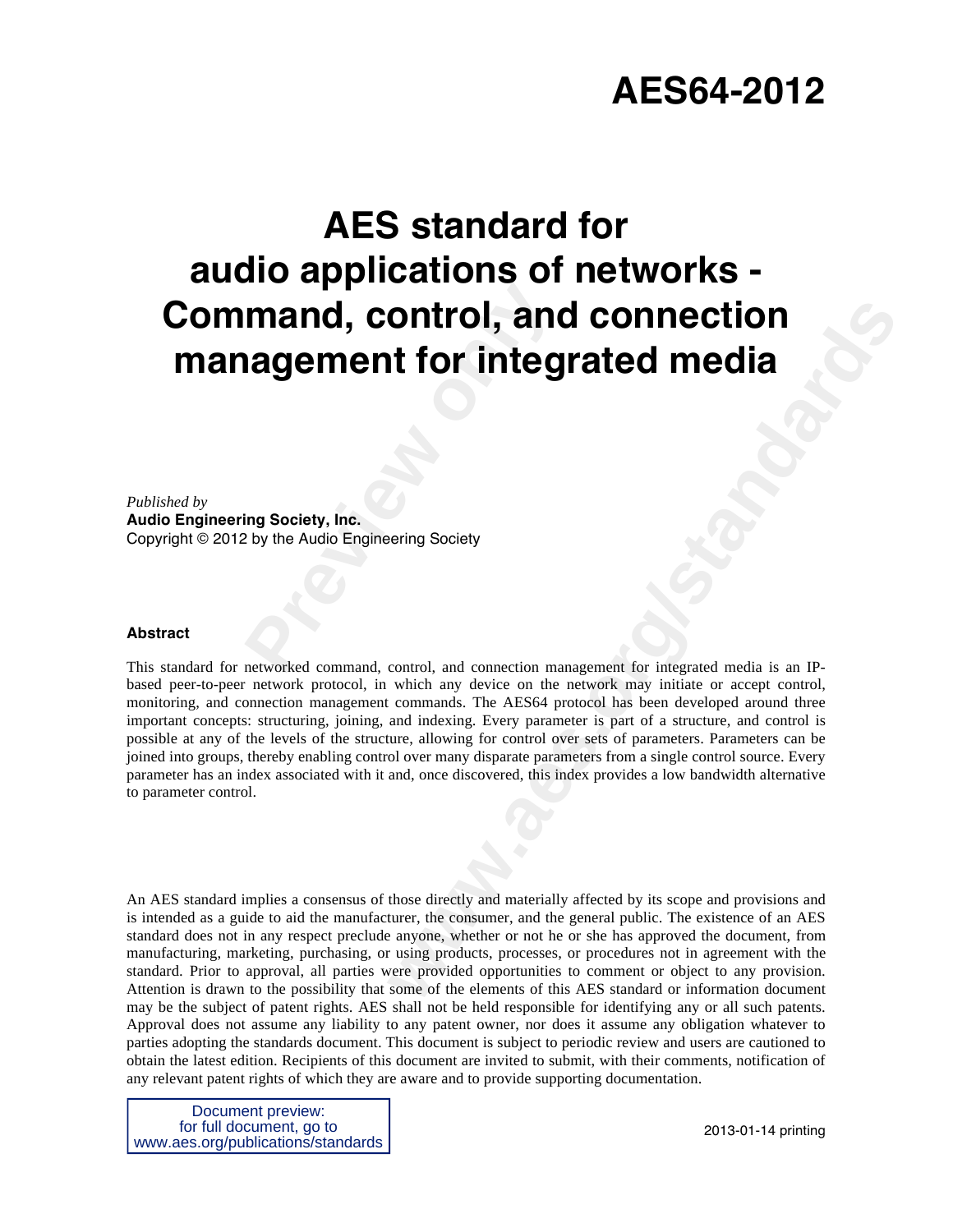# AES64-2012

# AES standard for audio applications of networks - Command, control, and connection management for integrated media

*Published by*
**Audio Engineering Society, Inc.**
Copyright © 2012 by the Audio Engineering Society

### Abstract

This standard for networked command, control, and connection management for integrated media is an IP-based peer-to-peer network protocol, in which any device on the network may initiate or accept control, monitoring, and connection management commands. The AES64 protocol has been developed around three important concepts: structuring, joining, and indexing. Every parameter is part of a structure, and control is possible at any of the levels of the structure, allowing for control over sets of parameters. Parameters can be joined into groups, thereby enabling control over many disparate parameters from a single control source. Every parameter has an index associated with it and, once discovered, this index provides a low bandwidth alternative to parameter control.

An AES standard implies a consensus of those directly and materially affected by its scope and provisions and is intended as a guide to aid the manufacturer, the consumer, and the general public. The existence of an AES standard does not in any respect preclude anyone, whether or not he or she has approved the document, from manufacturing, marketing, purchasing, or using products, processes, or procedures not in agreement with the standard. Prior to approval, all parties were provided opportunities to comment or object to any provision. Attention is drawn to the possibility that some of the elements of this AES standard or information document may be the subject of patent rights. AES shall not be held responsible for identifying any or all such patents. Approval does not assume any liability to any patent owner, nor does it assume any obligation whatever to parties adopting the standards document. This document is subject to periodic review and users are cautioned to obtain the latest edition. Recipients of this document are invited to submit, with their comments, notification of any relevant patent rights of which they are aware and to provide supporting documentation.

Document preview:
for full document, go to
www.aes.org/publications/standards

2013-01-14 printing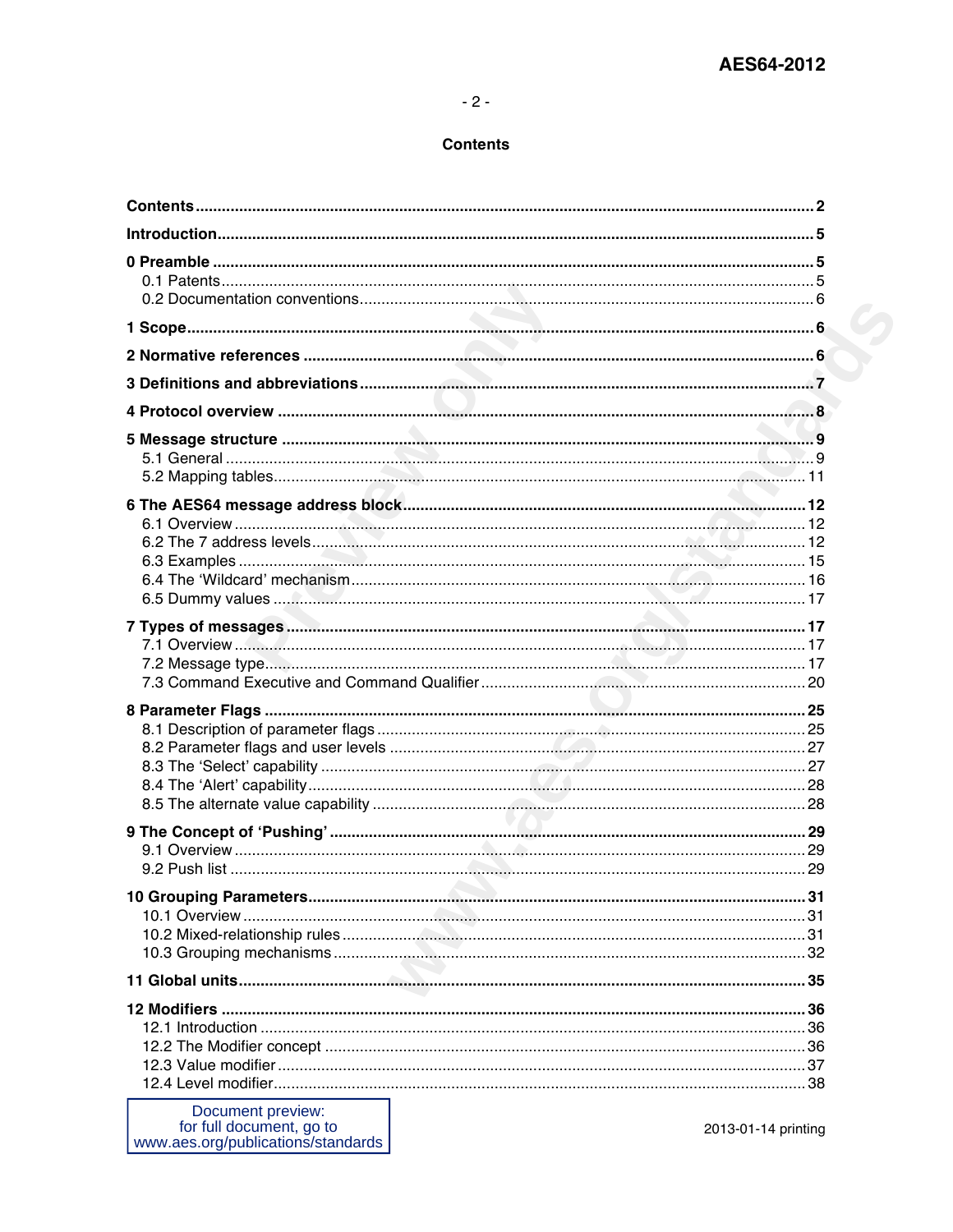# Contents

**Contents** ..... **2**

**Introduction** ..... **5**

**0 Preamble** ..... **5**
- 0.1 Patents ..... 5
- 0.2 Documentation conventions ..... 6

**1 Scope** ..... **6**

**2 Normative references** ..... **6**

**3 Definitions and abbreviations** ..... **7**

**4 Protocol overview** ..... **8**

**5 Message structure** ..... **9**
- 5.1 General ..... 9
- 5.2 Mapping tables ..... 11

**6 The AES64 message address block** ..... **12**
- 6.1 Overview ..... 12
- 6.2 The 7 address levels ..... 12
- 6.3 Examples ..... 15
- 6.4 The 'Wildcard' mechanism ..... 16
- 6.5 Dummy values ..... 17

**7 Types of messages** ..... **17**
- 7.1 Overview ..... 17
- 7.2 Message type ..... 17
- 7.3 Command Executive and Command Qualifier ..... 20

**8 Parameter Flags** ..... **25**
- 8.1 Description of parameter flags ..... 25
- 8.2 Parameter flags and user levels ..... 27
- 8.3 The 'Select' capability ..... 27
- 8.4 The 'Alert' capability ..... 28
- 8.5 The alternate value capability ..... 28

**9 The Concept of 'Pushing'** ..... **29**
- 9.1 Overview ..... 29
- 9.2 Push list ..... 29

**10 Grouping Parameters** ..... **31**
- 10.1 Overview ..... 31
- 10.2 Mixed-relationship rules ..... 31
- 10.3 Grouping mechanisms ..... 32

**11 Global units** ..... **35**

**12 Modifiers** ..... **36**
- 12.1 Introduction ..... 36
- 12.2 The Modifier concept ..... 36
- 12.3 Value modifier ..... 37
- 12.4 Level modifier ..... 38

Document preview: for full document, go to www.aes.org/publications/standards

2013-01-14 printing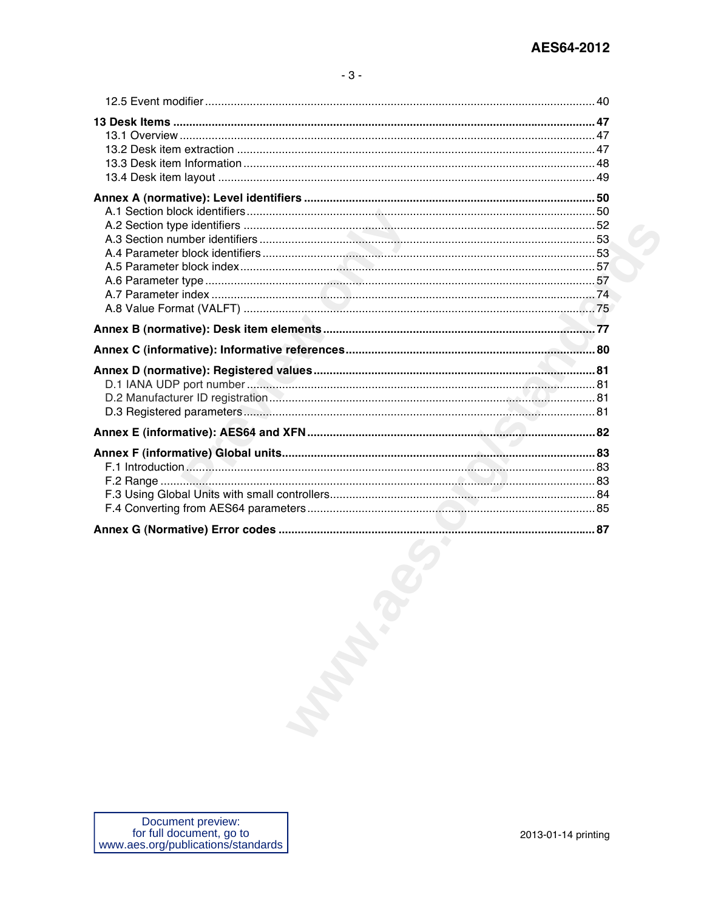12.5 Event modifier ........................................................................................................ 40

**13 Desk Items .................................................................................................................. 47**

13.1 Overview ................................................................................................................ 47
13.2 Desk item extraction ............................................................................................... 47
13.3 Desk item Information ............................................................................................ 48
13.4 Desk item layout .................................................................................................... 49

**Annex A (normative): Level identifiers ......................................................................... 50**

A.1 Section block identifiers ........................................................................................... 50
A.2 Section type identifiers ............................................................................................ 52
A.3 Section number identifiers ....................................................................................... 53
A.4 Parameter block identifiers ...................................................................................... 53
A.5 Parameter block index ............................................................................................. 57
A.6 Parameter type ........................................................................................................ 57
A.7 Parameter index ...................................................................................................... 74
A.8 Value Format (VALFT) ............................................................................................ 75

**Annex B (normative): Desk item elements ..................................................................... 77**

**Annex C (informative): Informative references ............................................................. 80**

**Annex D (normative): Registered values ....................................................................... 81**

D.1 IANA UDP port number ........................................................................................... 81
D.2 Manufacturer ID registration .................................................................................... 81
D.3 Registered parameters ............................................................................................ 81

**Annex E (informative): AES64 and XFN ........................................................................ 82**

**Annex F (informative) Global units ................................................................................ 83**

F.1 Introduction .............................................................................................................. 83
F.2 Range ...................................................................................................................... 83
F.3 Using Global Units with small controllers .................................................................. 84
F.4 Converting from AES64 parameters ......................................................................... 85

**Annex G (Normative) Error codes ................................................................................. 87**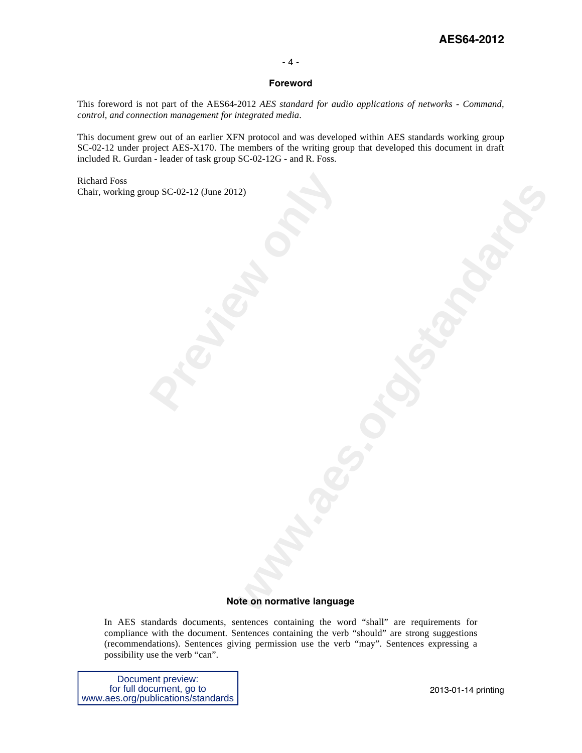## Foreword

This foreword is not part of the AES64-2012 *AES standard for audio applications of networks - Command, control, and connection management for integrated media*.

This document grew out of an earlier XFN protocol and was developed within AES standards working group SC-02-12 under project AES-X170. The members of the writing group that developed this document in draft included R. Gurdan - leader of task group SC-02-12G - and R. Foss.

Richard Foss
Chair, working group SC-02-12 (June 2012)

## Note on normative language

In AES standards documents, sentences containing the word "shall" are requirements for compliance with the document. Sentences containing the verb "should" are strong suggestions (recommendations). Sentences giving permission use the verb "may". Sentences expressing a possibility use the verb "can".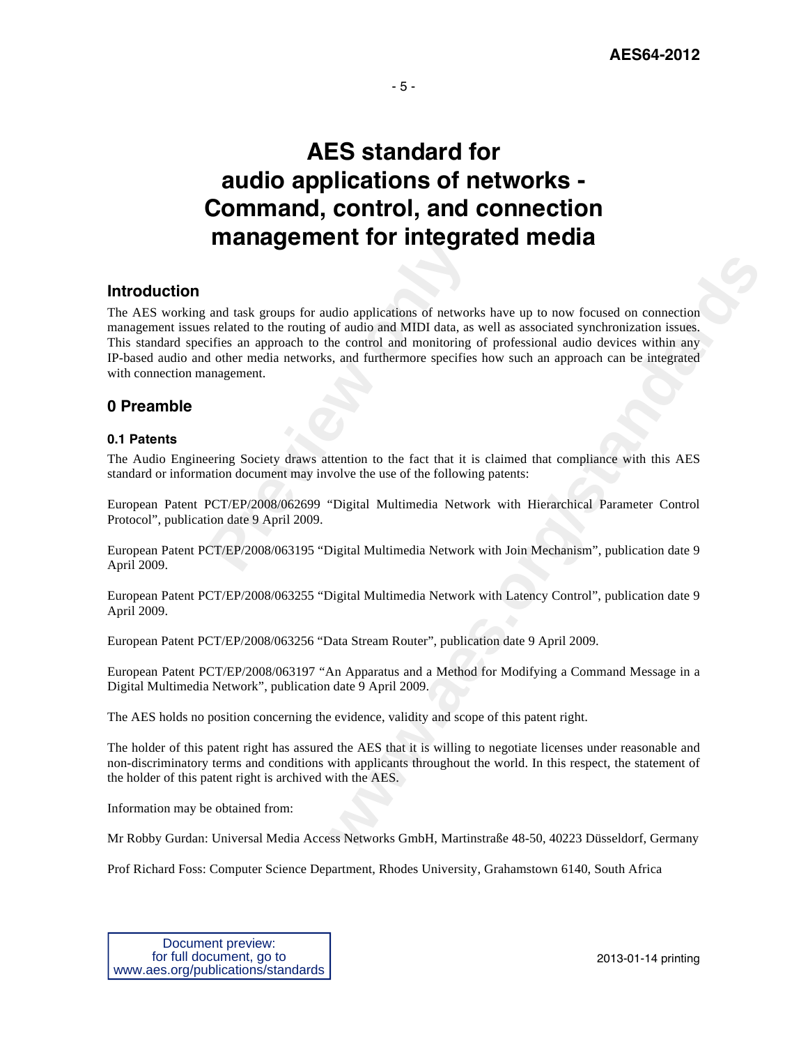# AES standard for audio applications of networks - Command, control, and connection management for integrated media

## Introduction

The AES working and task groups for audio applications of networks have up to now focused on connection management issues related to the routing of audio and MIDI data, as well as associated synchronization issues. This standard specifies an approach to the control and monitoring of professional audio devices within any IP-based audio and other media networks, and furthermore specifies how such an approach can be integrated with connection management.

## 0 Preamble

### 0.1 Patents

The Audio Engineering Society draws attention to the fact that it is claimed that compliance with this AES standard or information document may involve the use of the following patents:

European Patent PCT/EP/2008/062699 "Digital Multimedia Network with Hierarchical Parameter Control Protocol", publication date 9 April 2009.

European Patent PCT/EP/2008/063195 "Digital Multimedia Network with Join Mechanism", publication date 9 April 2009.

European Patent PCT/EP/2008/063255 "Digital Multimedia Network with Latency Control", publication date 9 April 2009.

European Patent PCT/EP/2008/063256 "Data Stream Router", publication date 9 April 2009.

European Patent PCT/EP/2008/063197 "An Apparatus and a Method for Modifying a Command Message in a Digital Multimedia Network", publication date 9 April 2009.

The AES holds no position concerning the evidence, validity and scope of this patent right.

The holder of this patent right has assured the AES that it is willing to negotiate licenses under reasonable and non-discriminatory terms and conditions with applicants throughout the world. In this respect, the statement of the holder of this patent right is archived with the AES.

Information may be obtained from:

Mr Robby Gurdan: Universal Media Access Networks GmbH, Martinstraße 48-50, 40223 Düsseldorf, Germany

Prof Richard Foss: Computer Science Department, Rhodes University, Grahamstown 6140, South Africa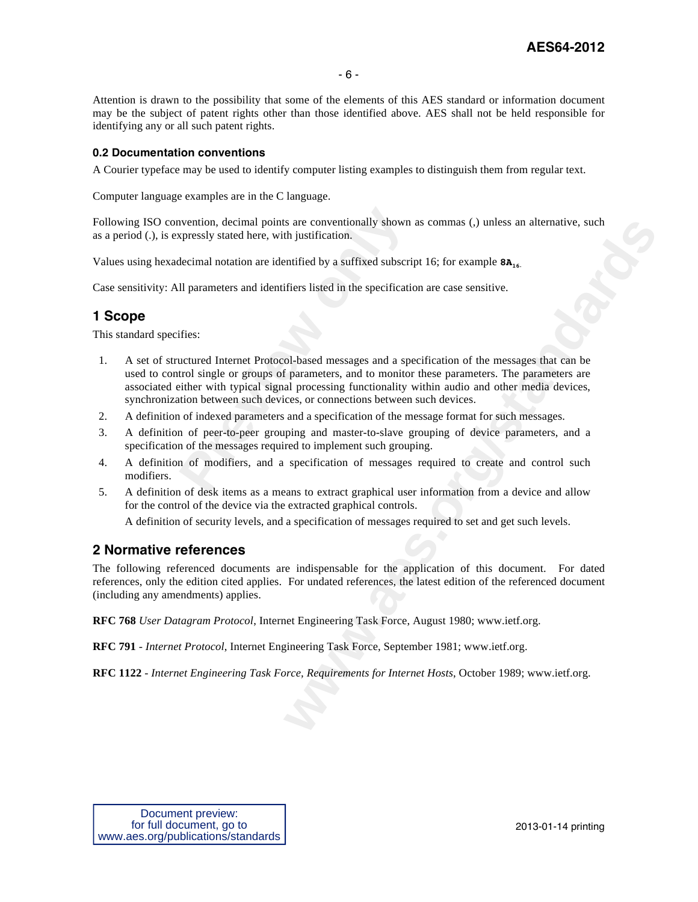Attention is drawn to the possibility that some of the elements of this AES standard or information document may be the subject of patent rights other than those identified above. AES shall not be held responsible for identifying any or all such patent rights.

### 0.2 Documentation conventions

A Courier typeface may be used to identify computer listing examples to distinguish them from regular text.

Computer language examples are in the C language.

Following ISO convention, decimal points are conventionally shown as commas (,) unless an alternative, such as a period (.), is expressly stated here, with justification.

Values using hexadecimal notation are identified by a suffixed subscript 16; for example $\mathbf{8A}_{16}$.

Case sensitivity: All parameters and identifiers listed in the specification are case sensitive.

## 1 Scope

This standard specifies:

1. A set of structured Internet Protocol-based messages and a specification of the messages that can be used to control single or groups of parameters, and to monitor these parameters. The parameters are associated either with typical signal processing functionality within audio and other media devices, synchronization between such devices, or connections between such devices.
2. A definition of indexed parameters and a specification of the message format for such messages.
3. A definition of peer-to-peer grouping and master-to-slave grouping of device parameters, and a specification of the messages required to implement such grouping.
4. A definition of modifiers, and a specification of messages required to create and control such modifiers.
5. A definition of desk items as a means to extract graphical user information from a device and allow for the control of the device via the extracted graphical controls.

   A definition of security levels, and a specification of messages required to set and get such levels.

## 2 Normative references

The following referenced documents are indispensable for the application of this document. For dated references, only the edition cited applies. For undated references, the latest edition of the referenced document (including any amendments) applies.

**RFC 768** *User Datagram Protocol*, Internet Engineering Task Force, August 1980; www.ietf.org.

**RFC 791** - *Internet Protocol*, Internet Engineering Task Force, September 1981; www.ietf.org.

**RFC 1122** - *Internet Engineering Task Force, Requirements for Internet Hosts*, October 1989; www.ietf.org.